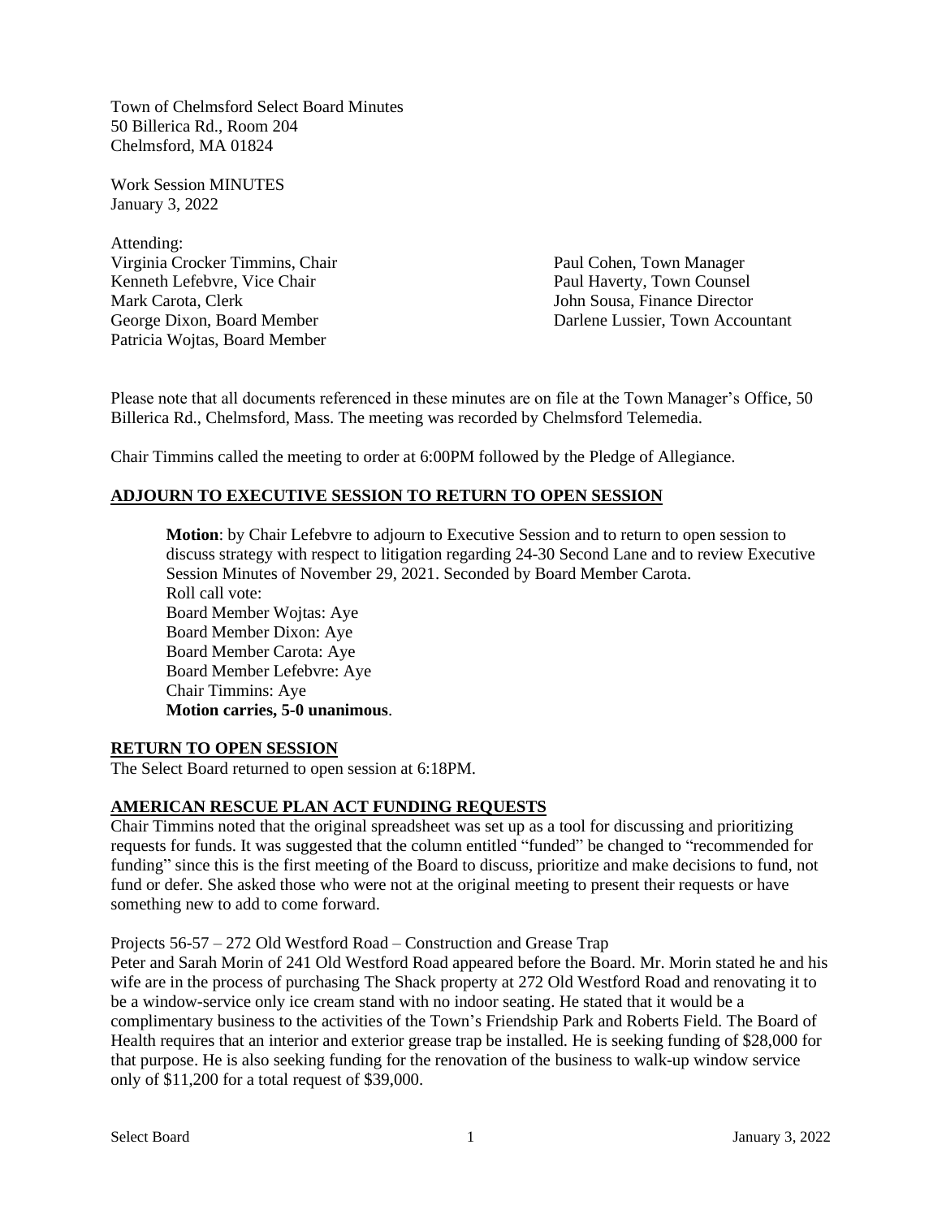Town of Chelmsford Select Board Minutes
50 Billerica Rd., Room 204
Chelmsford, MA 01824

Work Session MINUTES
January 3, 2022

Attending:
Virginia Crocker Timmins, Chair
Kenneth Lefebvre, Vice Chair
Mark Carota, Clerk
George Dixon, Board Member
Patricia Wojtas, Board Member

Paul Cohen, Town Manager
Paul Haverty, Town Counsel
John Sousa, Finance Director
Darlene Lussier, Town Accountant

Please note that all documents referenced in these minutes are on file at the Town Manager's Office, 50 Billerica Rd., Chelmsford, Mass. The meeting was recorded by Chelmsford Telemedia.

Chair Timmins called the meeting to order at 6:00PM followed by the Pledge of Allegiance.

## ADJOURN TO EXECUTIVE SESSION TO RETURN TO OPEN SESSION

**Motion**: by Chair Lefebvre to adjourn to Executive Session and to return to open session to discuss strategy with respect to litigation regarding 24-30 Second Lane and to review Executive Session Minutes of November 29, 2021. Seconded by Board Member Carota.
Roll call vote:
Board Member Wojtas: Aye
Board Member Dixon: Aye
Board Member Carota: Aye
Board Member Lefebvre: Aye
Chair Timmins: Aye
**Motion carries, 5-0 unanimous**.

## RETURN TO OPEN SESSION

The Select Board returned to open session at 6:18PM.

## AMERICAN RESCUE PLAN ACT FUNDING REQUESTS

Chair Timmins noted that the original spreadsheet was set up as a tool for discussing and prioritizing requests for funds. It was suggested that the column entitled "funded" be changed to "recommended for funding" since this is the first meeting of the Board to discuss, prioritize and make decisions to fund, not fund or defer. She asked those who were not at the original meeting to present their requests or have something new to add to come forward.

Projects 56-57 – 272 Old Westford Road – Construction and Grease Trap
Peter and Sarah Morin of 241 Old Westford Road appeared before the Board. Mr. Morin stated he and his wife are in the process of purchasing The Shack property at 272 Old Westford Road and renovating it to be a window-service only ice cream stand with no indoor seating. He stated that it would be a complimentary business to the activities of the Town's Friendship Park and Roberts Field. The Board of Health requires that an interior and exterior grease trap be installed. He is seeking funding of $28,000 for that purpose. He is also seeking funding for the renovation of the business to walk-up window service only of $11,200 for a total request of $39,000.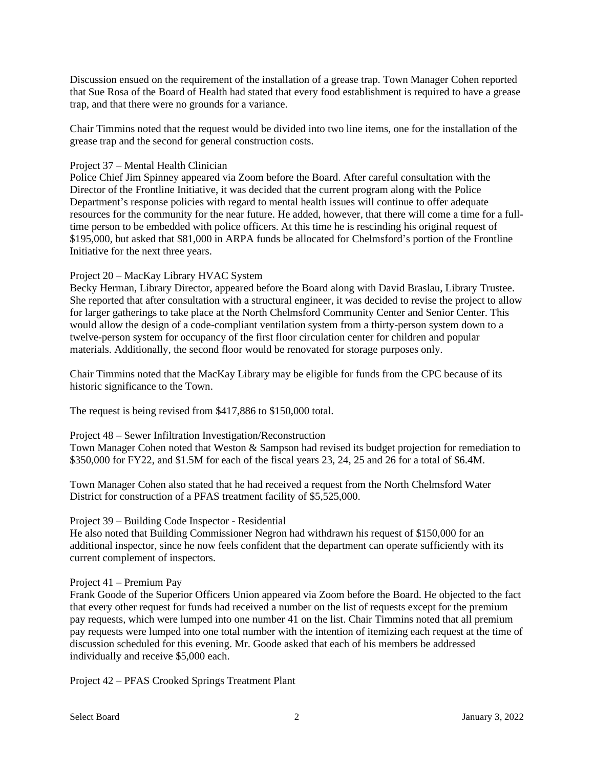Discussion ensued on the requirement of the installation of a grease trap. Town Manager Cohen reported that Sue Rosa of the Board of Health had stated that every food establishment is required to have a grease trap, and that there were no grounds for a variance.

Chair Timmins noted that the request would be divided into two line items, one for the installation of the grease trap and the second for general construction costs.

Project 37 – Mental Health Clinician
Police Chief Jim Spinney appeared via Zoom before the Board. After careful consultation with the Director of the Frontline Initiative, it was decided that the current program along with the Police Department's response policies with regard to mental health issues will continue to offer adequate resources for the community for the near future. He added, however, that there will come a time for a full-time person to be embedded with police officers. At this time he is rescinding his original request of $195,000, but asked that $81,000 in ARPA funds be allocated for Chelmsford's portion of the Frontline Initiative for the next three years.

Project 20 – MacKay Library HVAC System
Becky Herman, Library Director, appeared before the Board along with David Braslau, Library Trustee. She reported that after consultation with a structural engineer, it was decided to revise the project to allow for larger gatherings to take place at the North Chelmsford Community Center and Senior Center. This would allow the design of a code-compliant ventilation system from a thirty-person system down to a twelve-person system for occupancy of the first floor circulation center for children and popular materials. Additionally, the second floor would be renovated for storage purposes only.

Chair Timmins noted that the MacKay Library may be eligible for funds from the CPC because of its historic significance to the Town.

The request is being revised from $417,886 to $150,000 total.

Project 48 – Sewer Infiltration Investigation/Reconstruction
Town Manager Cohen noted that Weston & Sampson had revised its budget projection for remediation to $350,000 for FY22, and $1.5M for each of the fiscal years 23, 24, 25 and 26 for a total of $6.4M.

Town Manager Cohen also stated that he had received a request from the North Chelmsford Water District for construction of a PFAS treatment facility of $5,525,000.

Project 39 – Building Code Inspector - Residential
He also noted that Building Commissioner Negron had withdrawn his request of $150,000 for an additional inspector, since he now feels confident that the department can operate sufficiently with its current complement of inspectors.

Project 41 – Premium Pay
Frank Goode of the Superior Officers Union appeared via Zoom before the Board. He objected to the fact that every other request for funds had received a number on the list of requests except for the premium pay requests, which were lumped into one number 41 on the list. Chair Timmins noted that all premium pay requests were lumped into one total number with the intention of itemizing each request at the time of discussion scheduled for this evening. Mr. Goode asked that each of his members be addressed individually and receive $5,000 each.

Project 42 – PFAS Crooked Springs Treatment Plant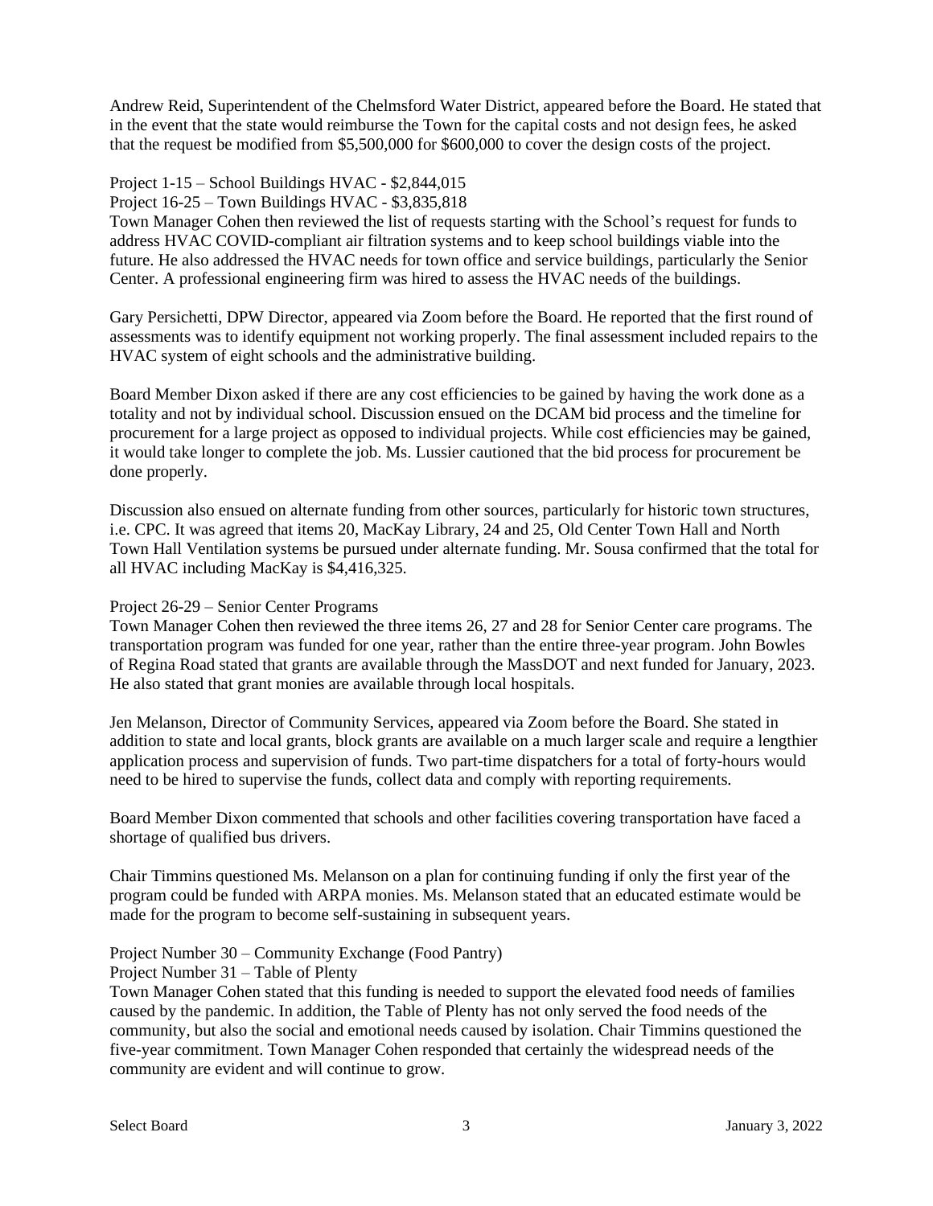Andrew Reid, Superintendent of the Chelmsford Water District, appeared before the Board. He stated that in the event that the state would reimburse the Town for the capital costs and not design fees, he asked that the request be modified from $5,500,000 for $600,000 to cover the design costs of the project.

Project 1-15 – School Buildings HVAC - $2,844,015
Project 16-25 – Town Buildings HVAC - $3,835,818
Town Manager Cohen then reviewed the list of requests starting with the School's request for funds to address HVAC COVID-compliant air filtration systems and to keep school buildings viable into the future. He also addressed the HVAC needs for town office and service buildings, particularly the Senior Center. A professional engineering firm was hired to assess the HVAC needs of the buildings.

Gary Persichetti, DPW Director, appeared via Zoom before the Board. He reported that the first round of assessments was to identify equipment not working properly. The final assessment included repairs to the HVAC system of eight schools and the administrative building.

Board Member Dixon asked if there are any cost efficiencies to be gained by having the work done as a totality and not by individual school. Discussion ensued on the DCAM bid process and the timeline for procurement for a large project as opposed to individual projects. While cost efficiencies may be gained, it would take longer to complete the job. Ms. Lussier cautioned that the bid process for procurement be done properly.

Discussion also ensued on alternate funding from other sources, particularly for historic town structures, i.e. CPC. It was agreed that items 20, MacKay Library, 24 and 25, Old Center Town Hall and North Town Hall Ventilation systems be pursued under alternate funding. Mr. Sousa confirmed that the total for all HVAC including MacKay is $4,416,325.

Project 26-29 – Senior Center Programs
Town Manager Cohen then reviewed the three items 26, 27 and 28 for Senior Center care programs. The transportation program was funded for one year, rather than the entire three-year program. John Bowles of Regina Road stated that grants are available through the MassDOT and next funded for January, 2023. He also stated that grant monies are available through local hospitals.

Jen Melanson, Director of Community Services, appeared via Zoom before the Board. She stated in addition to state and local grants, block grants are available on a much larger scale and require a lengthier application process and supervision of funds. Two part-time dispatchers for a total of forty-hours would need to be hired to supervise the funds, collect data and comply with reporting requirements.

Board Member Dixon commented that schools and other facilities covering transportation have faced a shortage of qualified bus drivers.

Chair Timmins questioned Ms. Melanson on a plan for continuing funding if only the first year of the program could be funded with ARPA monies. Ms. Melanson stated that an educated estimate would be made for the program to become self-sustaining in subsequent years.

Project Number 30 – Community Exchange (Food Pantry)
Project Number 31 – Table of Plenty
Town Manager Cohen stated that this funding is needed to support the elevated food needs of families caused by the pandemic. In addition, the Table of Plenty has not only served the food needs of the community, but also the social and emotional needs caused by isolation. Chair Timmins questioned the five-year commitment. Town Manager Cohen responded that certainly the widespread needs of the community are evident and will continue to grow.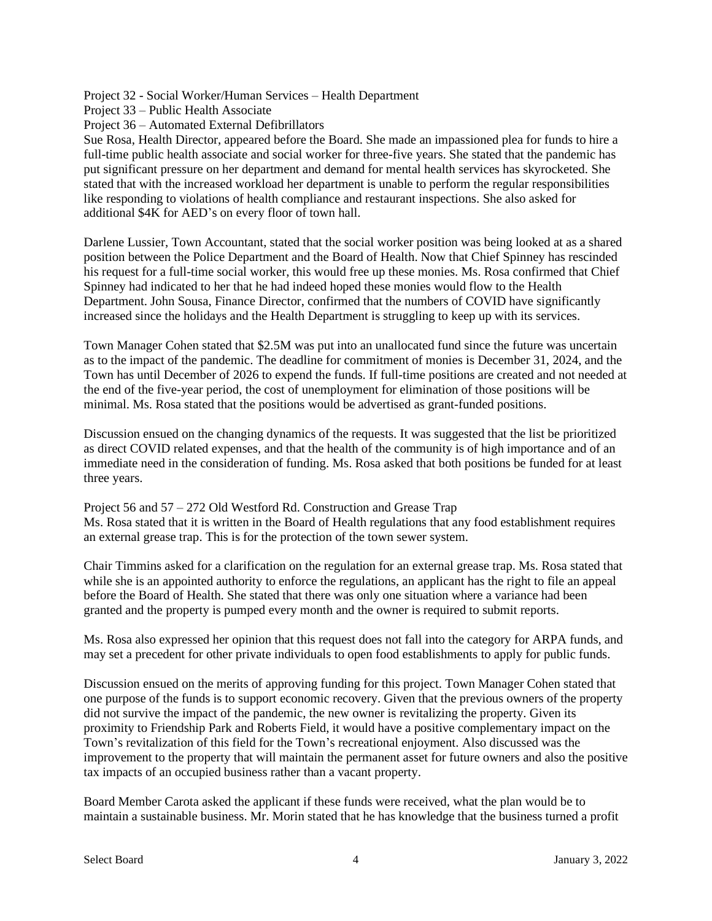Project 32 - Social Worker/Human Services – Health Department
Project 33 – Public Health Associate
Project 36 – Automated External Defibrillators
Sue Rosa, Health Director, appeared before the Board. She made an impassioned plea for funds to hire a full-time public health associate and social worker for three-five years. She stated that the pandemic has put significant pressure on her department and demand for mental health services has skyrocketed. She stated that with the increased workload her department is unable to perform the regular responsibilities like responding to violations of health compliance and restaurant inspections. She also asked for additional $4K for AED's on every floor of town hall.

Darlene Lussier, Town Accountant, stated that the social worker position was being looked at as a shared position between the Police Department and the Board of Health. Now that Chief Spinney has rescinded his request for a full-time social worker, this would free up these monies. Ms. Rosa confirmed that Chief Spinney had indicated to her that he had indeed hoped these monies would flow to the Health Department. John Sousa, Finance Director, confirmed that the numbers of COVID have significantly increased since the holidays and the Health Department is struggling to keep up with its services.

Town Manager Cohen stated that $2.5M was put into an unallocated fund since the future was uncertain as to the impact of the pandemic. The deadline for commitment of monies is December 31, 2024, and the Town has until December of 2026 to expend the funds. If full-time positions are created and not needed at the end of the five-year period, the cost of unemployment for elimination of those positions will be minimal. Ms. Rosa stated that the positions would be advertised as grant-funded positions.

Discussion ensued on the changing dynamics of the requests. It was suggested that the list be prioritized as direct COVID related expenses, and that the health of the community is of high importance and of an immediate need in the consideration of funding. Ms. Rosa asked that both positions be funded for at least three years.

Project 56 and 57 – 272 Old Westford Rd. Construction and Grease Trap
Ms. Rosa stated that it is written in the Board of Health regulations that any food establishment requires an external grease trap. This is for the protection of the town sewer system.

Chair Timmins asked for a clarification on the regulation for an external grease trap. Ms. Rosa stated that while she is an appointed authority to enforce the regulations, an applicant has the right to file an appeal before the Board of Health. She stated that there was only one situation where a variance had been granted and the property is pumped every month and the owner is required to submit reports.

Ms. Rosa also expressed her opinion that this request does not fall into the category for ARPA funds, and may set a precedent for other private individuals to open food establishments to apply for public funds.

Discussion ensued on the merits of approving funding for this project. Town Manager Cohen stated that one purpose of the funds is to support economic recovery. Given that the previous owners of the property did not survive the impact of the pandemic, the new owner is revitalizing the property. Given its proximity to Friendship Park and Roberts Field, it would have a positive complementary impact on the Town's revitalization of this field for the Town's recreational enjoyment. Also discussed was the improvement to the property that will maintain the permanent asset for future owners and also the positive tax impacts of an occupied business rather than a vacant property.

Board Member Carota asked the applicant if these funds were received, what the plan would be to maintain a sustainable business. Mr. Morin stated that he has knowledge that the business turned a profit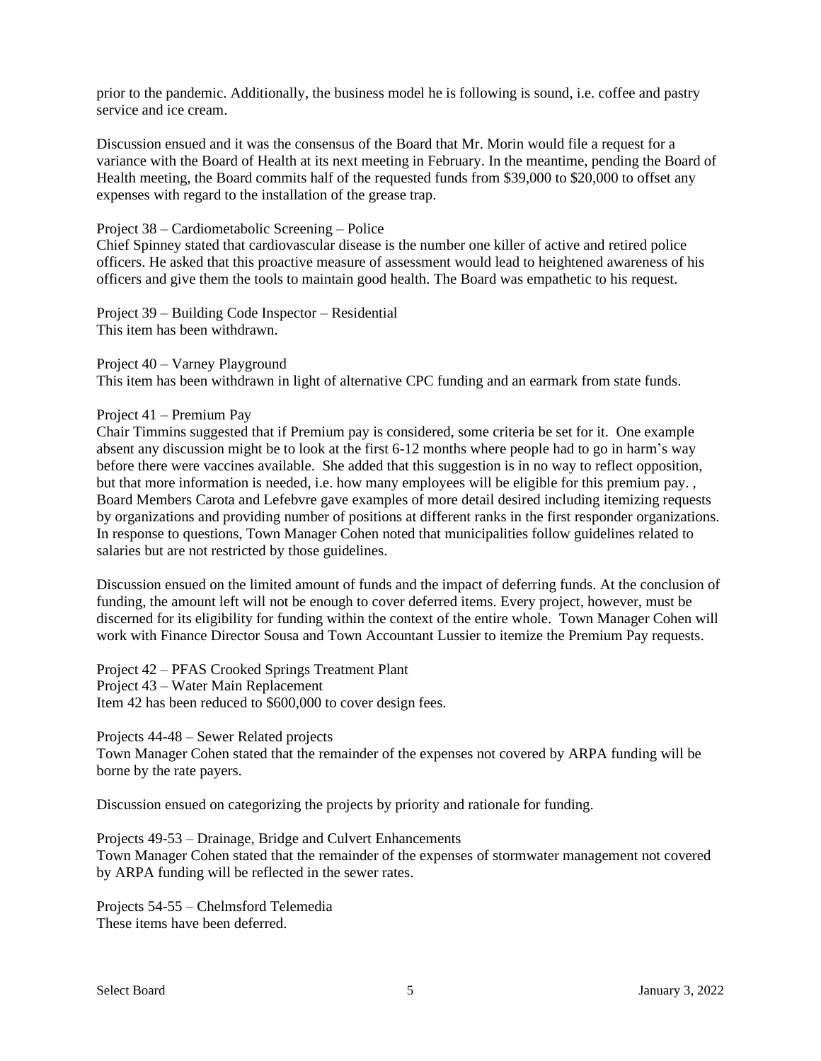prior to the pandemic. Additionally, the business model he is following is sound, i.e. coffee and pastry service and ice cream.

Discussion ensued and it was the consensus of the Board that Mr. Morin would file a request for a variance with the Board of Health at its next meeting in February. In the meantime, pending the Board of Health meeting, the Board commits half of the requested funds from $39,000 to $20,000 to offset any expenses with regard to the installation of the grease trap.

Project 38 – Cardiometabolic Screening – Police
Chief Spinney stated that cardiovascular disease is the number one killer of active and retired police officers. He asked that this proactive measure of assessment would lead to heightened awareness of his officers and give them the tools to maintain good health. The Board was empathetic to his request.

Project 39 – Building Code Inspector – Residential
This item has been withdrawn.

Project 40 – Varney Playground
This item has been withdrawn in light of alternative CPC funding and an earmark from state funds.

Project 41 – Premium Pay
Chair Timmins suggested that if Premium pay is considered, some criteria be set for it. One example absent any discussion might be to look at the first 6-12 months where people had to go in harm's way before there were vaccines available. She added that this suggestion is in no way to reflect opposition, but that more information is needed, i.e. how many employees will be eligible for this premium pay. , Board Members Carota and Lefebvre gave examples of more detail desired including itemizing requests by organizations and providing number of positions at different ranks in the first responder organizations. In response to questions, Town Manager Cohen noted that municipalities follow guidelines related to salaries but are not restricted by those guidelines.

Discussion ensued on the limited amount of funds and the impact of deferring funds. At the conclusion of funding, the amount left will not be enough to cover deferred items. Every project, however, must be discerned for its eligibility for funding within the context of the entire whole. Town Manager Cohen will work with Finance Director Sousa and Town Accountant Lussier to itemize the Premium Pay requests.

Project 42 – PFAS Crooked Springs Treatment Plant
Project 43 – Water Main Replacement
Item 42 has been reduced to $600,000 to cover design fees.

Projects 44-48 – Sewer Related projects
Town Manager Cohen stated that the remainder of the expenses not covered by ARPA funding will be borne by the rate payers.

Discussion ensued on categorizing the projects by priority and rationale for funding.

Projects 49-53 – Drainage, Bridge and Culvert Enhancements
Town Manager Cohen stated that the remainder of the expenses of stormwater management not covered by ARPA funding will be reflected in the sewer rates.

Projects 54-55 – Chelmsford Telemedia
These items have been deferred.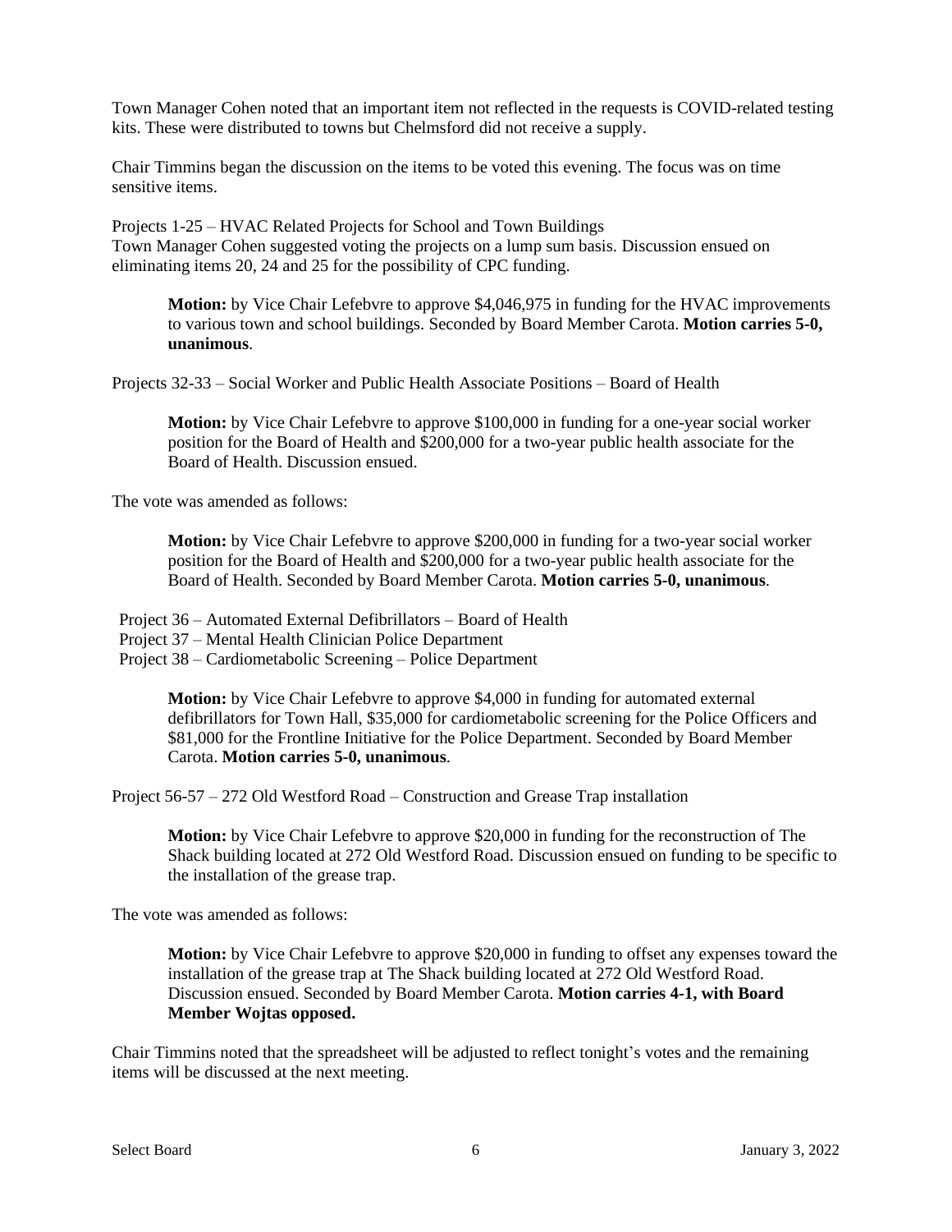Town Manager Cohen noted that an important item not reflected in the requests is COVID-related testing kits. These were distributed to towns but Chelmsford did not receive a supply.

Chair Timmins began the discussion on the items to be voted this evening. The focus was on time sensitive items.

Projects 1-25 – HVAC Related Projects for School and Town Buildings
Town Manager Cohen suggested voting the projects on a lump sum basis. Discussion ensued on eliminating items 20, 24 and 25 for the possibility of CPC funding.

> **Motion:** by Vice Chair Lefebvre to approve $4,046,975 in funding for the HVAC improvements to various town and school buildings. Seconded by Board Member Carota. **Motion carries 5-0, unanimous**.

Projects 32-33 – Social Worker and Public Health Associate Positions – Board of Health

> **Motion:** by Vice Chair Lefebvre to approve $100,000 in funding for a one-year social worker position for the Board of Health and $200,000 for a two-year public health associate for the Board of Health. Discussion ensued.

The vote was amended as follows:

> **Motion:** by Vice Chair Lefebvre to approve $200,000 in funding for a two-year social worker position for the Board of Health and $200,000 for a two-year public health associate for the Board of Health. Seconded by Board Member Carota. **Motion carries 5-0, unanimous**.

Project 36 – Automated External Defibrillators – Board of Health
Project 37 – Mental Health Clinician Police Department
Project 38 – Cardiometabolic Screening – Police Department

> **Motion:** by Vice Chair Lefebvre to approve $4,000 in funding for automated external defibrillators for Town Hall, $35,000 for cardiometabolic screening for the Police Officers and $81,000 for the Frontline Initiative for the Police Department. Seconded by Board Member Carota. **Motion carries 5-0, unanimous**.

Project 56-57 – 272 Old Westford Road – Construction and Grease Trap installation

> **Motion:** by Vice Chair Lefebvre to approve $20,000 in funding for the reconstruction of The Shack building located at 272 Old Westford Road. Discussion ensued on funding to be specific to the installation of the grease trap.

The vote was amended as follows:

> **Motion:** by Vice Chair Lefebvre to approve $20,000 in funding to offset any expenses toward the installation of the grease trap at The Shack building located at 272 Old Westford Road. Discussion ensued. Seconded by Board Member Carota. **Motion carries 4-1, with Board Member Wojtas opposed.**

Chair Timmins noted that the spreadsheet will be adjusted to reflect tonight's votes and the remaining items will be discussed at the next meeting.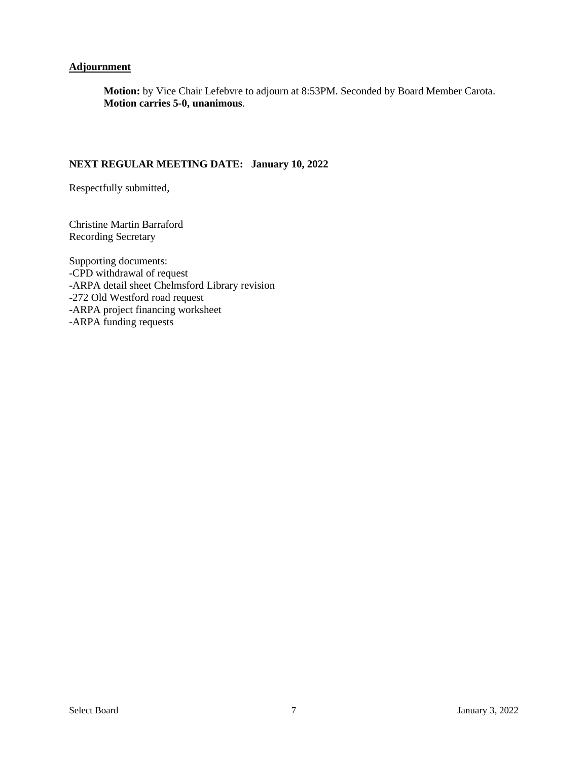## Adjournment

**Motion:** by Vice Chair Lefebvre to adjourn at 8:53PM. Seconded by Board Member Carota.
**Motion carries 5-0, unanimous**.

**NEXT REGULAR MEETING DATE: January 10, 2022**

Respectfully submitted,

Christine Martin Barraford
Recording Secretary

Supporting documents:
-CPD withdrawal of request
-ARPA detail sheet Chelmsford Library revision
-272 Old Westford road request
-ARPA project financing worksheet
-ARPA funding requests